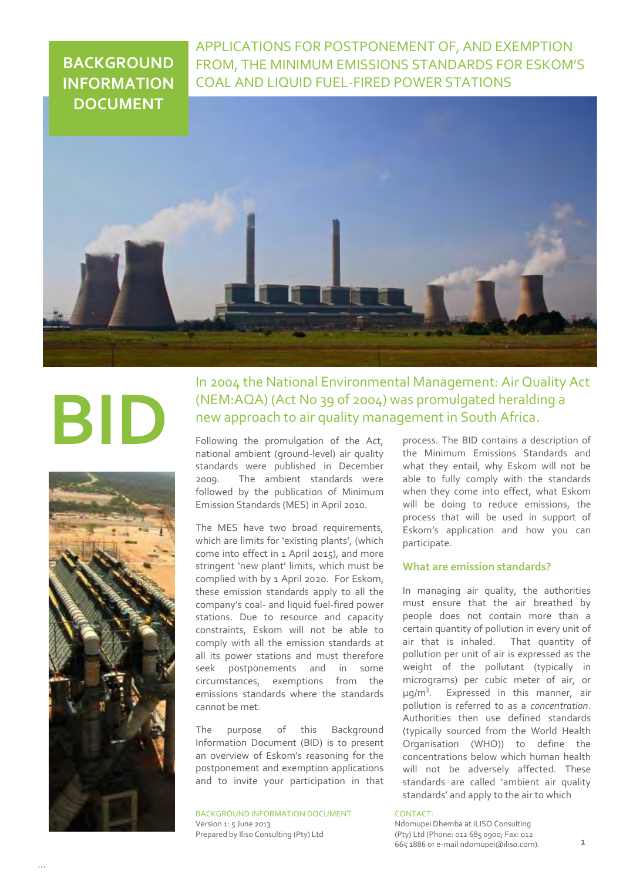# BACKGROUND INFORMATION DOCUMENT

## APPLICATIONS FOR POSTPONEMENT OF, AND EXEMPTION FROM, THE MINIMUM EMISSIONS STANDARDS FOR ESKOM'S COAL AND LIQUID FUEL-FIRED POWER STATIONS

# BID

### In 2004 the National Environmental Management: Air Quality Act (NEM:AQA) (Act No 39 of 2004) was promulgated heralding a new approach to air quality management in South Africa.

Following the promulgation of the Act, national ambient (ground-level) air quality standards were published in December 2009. The ambient standards were followed by the publication of Minimum Emission Standards (MES) in April 2010.

The MES have two broad requirements, which are limits for 'existing plants', (which come into effect in 1 April 2015), and more stringent 'new plant' limits, which must be complied with by 1 April 2020. For Eskom, these emission standards apply to all the company's coal- and liquid fuel-fired power stations. Due to resource and capacity constraints, Eskom will not be able to comply with all the emission standards at all its power stations and must therefore seek postponements and in some circumstances, exemptions from the emissions standards where the standards cannot be met.

The purpose of this Background Information Document (BID) is to present an overview of Eskom's reasoning for the postponement and exemption applications and to invite your participation in that process. The BID contains a description of the Minimum Emissions Standards and what they entail, why Eskom will not be able to fully comply with the standards when they come into effect, what Eskom will be doing to reduce emissions, the process that will be used in support of Eskom's application and how you can participate.

### What are emission standards?

In managing air quality, the authorities must ensure that the air breathed by people does not contain more than a certain quantity of pollution in every unit of air that is inhaled. That quantity of pollution per unit of air is expressed as the weight of the pollutant (typically in micrograms) per cubic meter of air, or $\mu g/m^3$. Expressed in this manner, air pollution is referred to as a *concentration*. Authorities then use defined standards (typically sourced from the World Health Organisation (WHO)) to define the concentrations below which human health will not be adversely affected. These standards are called 'ambient air quality standards' and apply to the air to which

BACKGROUND INFORMATION DOCUMENT
Version 1: 5 June 2013
Prepared by Iliso Consulting (Pty) Ltd

CONTACT:
Ndomupei Dhemba at ILISO Consulting (Pty) Ltd (Phone: 012 685 0900; Fax: 012 665 1886 or e-mail ndomupei@iliso.com).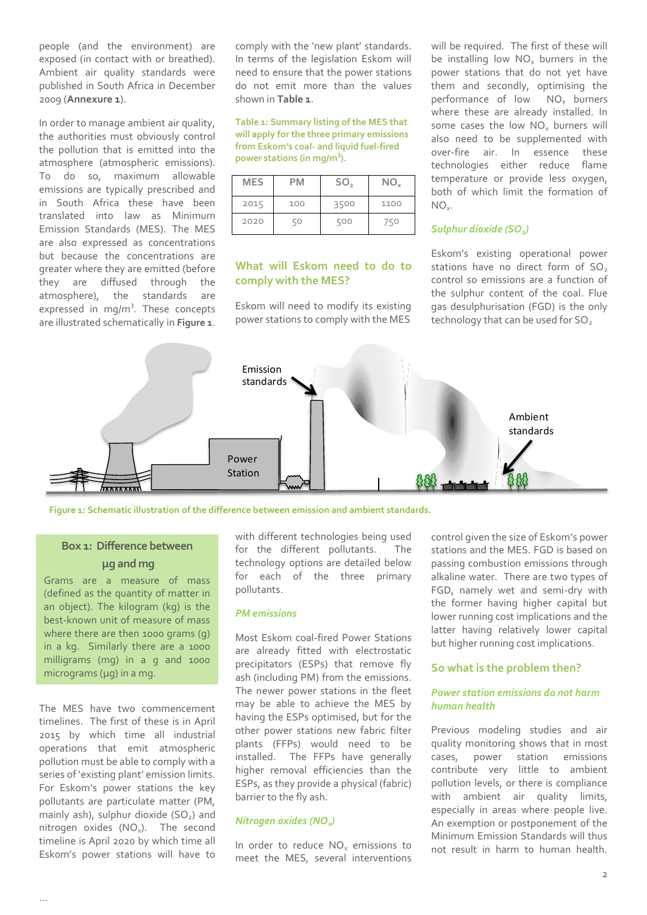people (and the environment) are exposed (in contact with or breathed). Ambient air quality standards were published in South Africa in December 2009 (**Annexure 1**).

In order to manage ambient air quality, the authorities must obviously control the pollution that is emitted into the atmosphere (atmospheric emissions). To do so, maximum allowable emissions are typically prescribed and in South Africa these have been translated into law as Minimum Emission Standards (MES). The MES are also expressed as concentrations but because the concentrations are greater where they are emitted (before they are diffused through the atmosphere), the standards are expressed in mg/m$^3$. These concepts are illustrated schematically in **Figure 1**.

comply with the 'new plant' standards. In terms of the legislation Eskom will need to ensure that the power stations do not emit more than the values shown in **Table 1**.

**Table 1: Summary listing of the MES that will apply for the three primary emissions from Eskom's coal- and liquid fuel-fired power stations (in mg/m$^3$).**

| MES | PM | $SO_2$ | $NO_x$ |
|---|---|---|---|
| 2015 | 100 | 3500 | 1100 |
| 2020 | 50 | 500 | 750 |

## What will Eskom need to do to comply with the MES?

Eskom will need to modify its existing power stations to comply with the MES with different technologies being used for the different pollutants. The technology options are detailed below for each of the three primary pollutants.

### *PM emissions*

Most Eskom coal-fired Power Stations are already fitted with electrostatic precipitators (ESPs) that remove fly ash (including PM) from the emissions. The newer power stations in the fleet may be able to achieve the MES by having the ESPs optimised, but for the other power stations new fabric filter plants (FFPs) would need to be installed. The FFPs have generally higher removal efficiencies than the ESPs, as they provide a physical (fabric) barrier to the fly ash.

### *Nitrogen oxides ($NO_x$)*

In order to reduce $NO_x$ emissions to meet the MES, several interventions will be required. The first of these will be installing low $NO_x$ burners in the power stations that do not yet have them and secondly, optimising the performance of low $NO_x$ burners where these are already installed. In some cases the low $NO_x$ burners will also need to be supplemented with over-fire air. In essence these technologies either reduce flame temperature or provide less oxygen, both of which limit the formation of $NO_x$.

### *Sulphur dioxide ($SO_2$)*

Eskom's existing operational power stations have no direct form of $SO_2$ control so emissions are a function of the sulphur content of the coal. Flue gas desulphurisation (FGD) is the only technology that can be used for $SO_2$ control given the size of Eskom's power stations and the MES. FGD is based on passing combustion emissions through alkaline water. There are two types of FGD, namely wet and semi-dry with the former having higher capital but lower running cost implications and the latter having relatively lower capital but higher running cost implications.

**Figure 1: Schematic illustration of the difference between emission and ambient standards.**

> **Box 1: Difference between µg and mg**
>
> Grams are a measure of mass (defined as the quantity of matter in an object). The kilogram (kg) is the best-known unit of measure of mass where there are then 1000 grams (g) in a kg. Similarly there are a 1000 milligrams (mg) in a g and 1000 micrograms (µg) in a mg.

The MES have two commencement timelines. The first of these is in April 2015 by which time all industrial operations that emit atmospheric pollution must be able to comply with a series of 'existing plant' emission limits. For Eskom's power stations the key pollutants are particulate matter (PM, mainly ash), sulphur dioxide ($SO_2$) and nitrogen oxides ($NO_x$). The second timeline is April 2020 by which time all Eskom's power stations will have to ...

## So what is the problem then?

### *Power station emissions do not harm human health*

Previous modeling studies and air quality monitoring shows that in most cases, power station emissions contribute very little to ambient pollution levels, or there is compliance with ambient air quality limits, especially in areas where people live. An exemption or postponement of the Minimum Emission Standards will thus not result in harm to human health.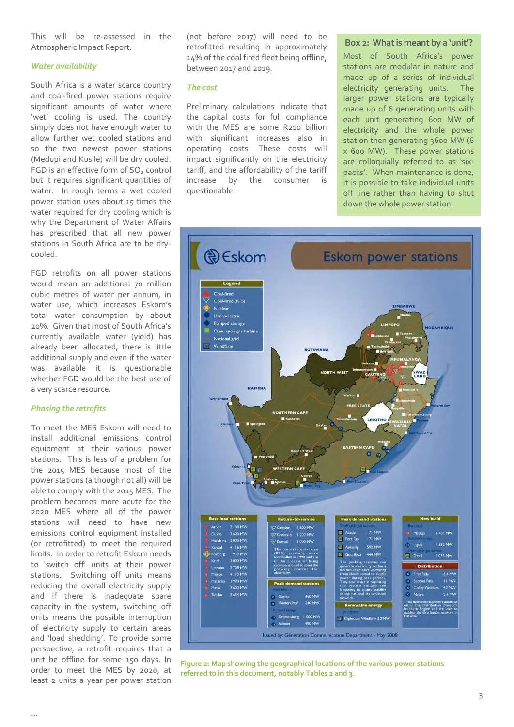This will be re-assessed in the Atmospheric Impact Report.

### *Water availability*

South Africa is a water scarce country and coal-fired power stations require significant amounts of water where 'wet' cooling is used. The country simply does not have enough water to allow further wet cooled stations and so the two newest power stations (Medupi and Kusile) will be dry cooled. FGD is an effective form of $SO_2$ control but it requires significant quantities of water. In rough terms a wet cooled power station uses about 15 times the water required for dry cooling which is why the Department of Water Affairs has prescribed that all new power stations in South Africa are to be dry-cooled.

FGD retrofits on all power stations would mean an additional 70 million cubic metres of water per annum, in water use, which increases Eskom's total water consumption by about 20%. Given that most of South Africa's currently available water (yield) has already been allocated, there is little additional supply and even if the water was available it is questionable whether FGD would be the best use of a very scarce resource.

### *Phasing the retrofits*

To meet the MES Eskom will need to install additional emissions control equipment at their various power stations. This is less of a problem for the 2015 MES because most of the power stations (although not all) will be able to comply with the 2015 MES. The problem becomes more acute for the 2020 MES where all of the power stations will need to have new emissions control equipment installed (or retrofitted) to meet the required limits. In order to retrofit Eskom needs to 'switch off' units at their power stations. Switching off units means reducing the overall electricity supply and if there is inadequate spare capacity in the system, switching off units means the possible interruption of electricity supply to certain areas and 'load shedding'. To provide some perspective, a retrofit requires that a unit be offline for some 150 days. In order to meet the MES by 2020, at least 2 units a year per power station (not before 2017) will need to be retrofitted resulting in approximately 14% of the coal fired fleet being offline, between 2017 and 2019.

### *The cost*

Preliminary calculations indicate that the capital costs for full compliance with the MES are some R210 billion with significant increases also in operating costs. These costs will impact significantly on the electricity tariff, and the affordability of the tariff increase by the consumer is questionable.

**Box 2: What is meant by a 'unit'?**

Most of South Africa's power stations are modular in nature and made up of a series of individual electricity generating units. The larger power stations are typically made up of 6 generating units with each unit generating 600 MW of electricity and the whole power station then generating 3600 MW (6 x 600 MW). These power stations are colloquially referred to as 'six-packs'. When maintenance is done, it is possible to take individual units off line rather than having to shut down the whole power station.

**Figure 2: Map showing the geographical locations of the various power stations referred to in this document, notably Tables 2 and 3.**

...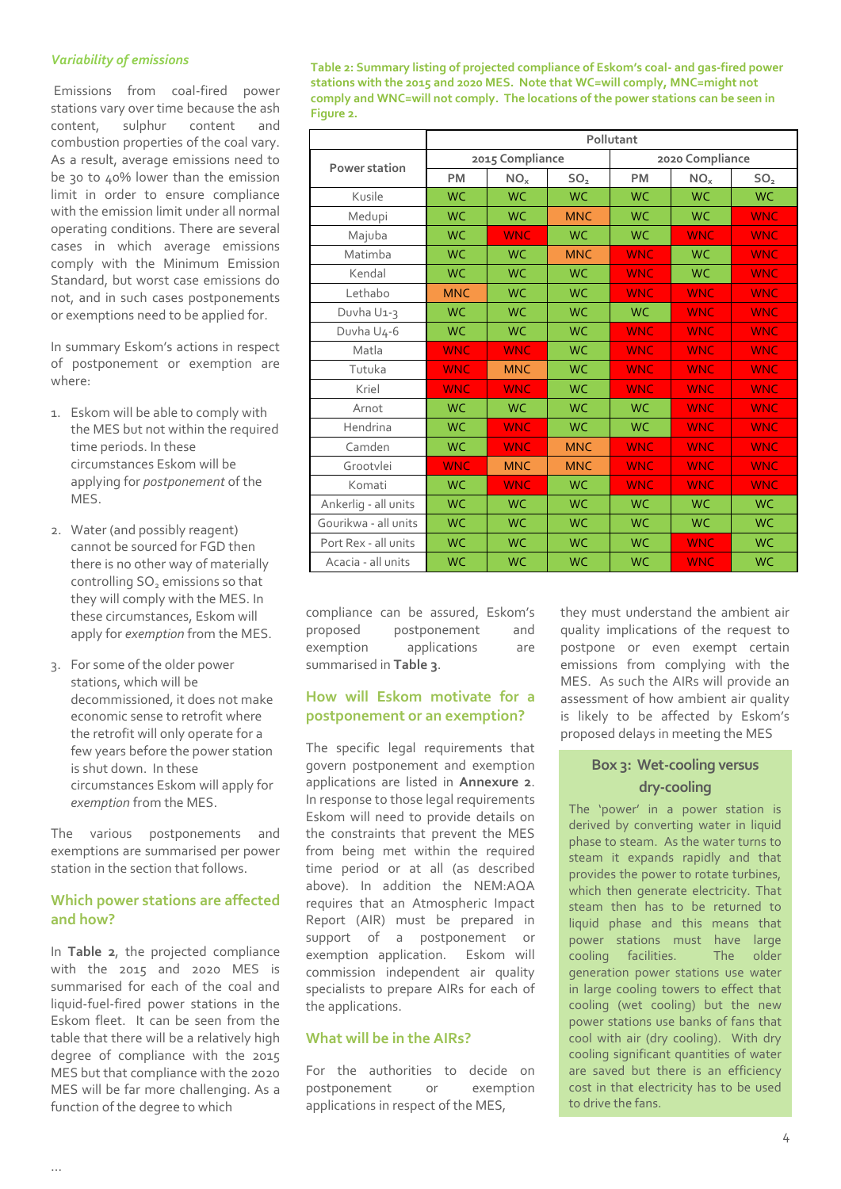### *Variability of emissions*

Emissions from coal-fired power stations vary over time because the ash content, sulphur content and combustion properties of the coal vary. As a result, average emissions need to be 30 to 40% lower than the emission limit in order to ensure compliance with the emission limit under all normal operating conditions. There are several cases in which average emissions comply with the Minimum Emission Standard, but worst case emissions do not, and in such cases postponements or exemptions need to be applied for.

In summary Eskom's actions in respect of postponement or exemption are where:

1. Eskom will be able to comply with the MES but not within the required time periods. In these circumstances Eskom will be applying for *postponement* of the MES.
2. Water (and possibly reagent) cannot be sourced for FGD then there is no other way of materially controlling $SO_2$ emissions so that they will comply with the MES. In these circumstances, Eskom will apply for *exemption* from the MES.
3. For some of the older power stations, which will be decommissioned, it does not make economic sense to retrofit where the retrofit will only operate for a few years before the power station is shut down. In these circumstances Eskom will apply for *exemption* from the MES.

The various postponements and exemptions are summarised per power station in the section that follows.

## Which power stations are affected and how?

In **Table 2**, the projected compliance with the 2015 and 2020 MES is summarised for each of the coal and liquid-fuel-fired power stations in the Eskom fleet. It can be seen from the table that there will be a relatively high degree of compliance with the 2015 MES but that compliance with the 2020 MES will be far more challenging. As a function of the degree to which compliance can be assured, Eskom's proposed postponement and exemption applications are summarised in **Table 3**.

**Table 2: Summary listing of projected compliance of Eskom's coal- and gas-fired power stations with the 2015 and 2020 MES. Note that WC=will comply, MNC=might not comply and WNC=will not comply. The locations of the power stations can be seen in Figure 2.**

| Power station | Pollutant | | | | | |
|---|---|---|---|---|---|---|
| | 2015 Compliance | | | 2020 Compliance | | |
| | PM | $NO_x$ | $SO_2$ | PM | $NO_x$ | $SO_2$ |
| Kusile | WC | WC | WC | WC | WC | WC |
| Medupi | WC | WC | MNC | WC | WC | WNC |
| Majuba | WC | WNC | WC | WC | WNC | WNC |
| Matimba | WC | WC | MNC | WNC | WC | WNC |
| Kendal | WC | WC | WC | WNC | WC | WNC |
| Lethabo | MNC | WC | WC | WNC | WNC | WNC |
| Duvha U1-3 | WC | WC | WC | WC | WNC | WNC |
| Duvha U4-6 | WC | WC | WC | WNC | WNC | WNC |
| Matla | WNC | WNC | WC | WNC | WNC | WNC |
| Tutuka | WNC | MNC | WC | WNC | WNC | WNC |
| Kriel | WNC | WNC | WC | WNC | WNC | WNC |
| Arnot | WC | WC | WC | WC | WNC | WNC |
| Hendrina | WC | WNC | WC | WC | WNC | WNC |
| Camden | WC | WNC | MNC | WNC | WNC | WNC |
| Grootvlei | WNC | MNC | MNC | WNC | WNC | WNC |
| Komati | WC | WNC | WC | WNC | WNC | WNC |
| Ankerlig - all units | WC | WC | WC | WC | WC | WC |
| Gourikwa - all units | WC | WC | WC | WC | WC | WC |
| Port Rex - all units | WC | WC | WC | WC | WNC | WC |
| Acacia - all units | WC | WC | WC | WC | WNC | WC |

## How will Eskom motivate for a postponement or an exemption?

The specific legal requirements that govern postponement and exemption applications are listed in **Annexure 2**. In response to those legal requirements Eskom will need to provide details on the constraints that prevent the MES from being met within the required time period or at all (as described above). In addition the NEM:AQA requires that an Atmospheric Impact Report (AIR) must be prepared in support of a postponement or exemption application. Eskom will commission independent air quality specialists to prepare AIRs for each of the applications.

## What will be in the AIRs?

For the authorities to decide on postponement or exemption applications in respect of the MES, they must understand the ambient air quality implications of the request to postpone or even exempt certain emissions from complying with the MES. As such the AIRs will provide an assessment of how ambient air quality is likely to be affected by Eskom's proposed delays in meeting the MES

### Box 3: Wet-cooling versus dry-cooling

The 'power' in a power station is derived by converting water in liquid phase to steam. As the water turns to steam it expands rapidly and that provides the power to rotate turbines, which then generate electricity. That steam then has to be returned to liquid phase and this means that power stations must have large cooling facilities. The older generation power stations use water in large cooling towers to effect that cooling (wet cooling) but the new power stations use banks of fans that cool with air (dry cooling). With dry cooling significant quantities of water are saved but there is an efficiency cost in that electricity has to be used to drive the fans.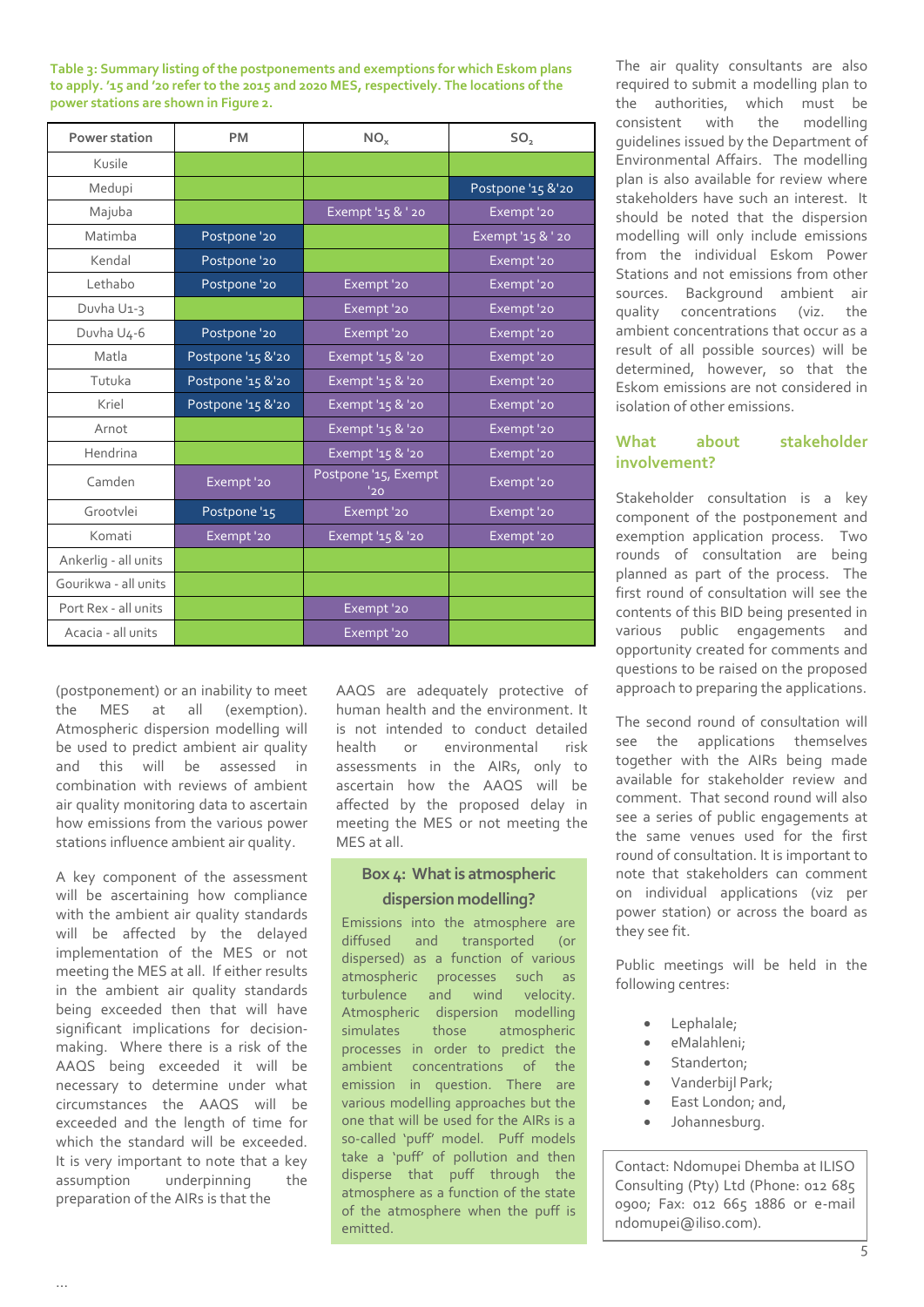**Table 3: Summary listing of the postponements and exemptions for which Eskom plans to apply. '15 and '20 refer to the 2015 and 2020 MES, respectively. The locations of the power stations are shown in Figure 2.**

| Power station | PM | $NO_x$ | $SO_2$ |
|---|---|---|---|
| Kusile | | | |
| Medupi | | | Postpone '15 &'20 |
| Majuba | | Exempt '15 & ' 20 | Exempt '20 |
| Matimba | Postpone '20 | | Exempt '15 & ' 20 |
| Kendal | Postpone '20 | | Exempt '20 |
| Lethabo | Postpone '20 | Exempt '20 | Exempt '20 |
| Duvha U1-3 | | Exempt '20 | Exempt '20 |
| Duvha U4-6 | Postpone '20 | Exempt '20 | Exempt '20 |
| Matla | Postpone '15 &'20 | Exempt '15 & '20 | Exempt '20 |
| Tutuka | Postpone '15 &'20 | Exempt '15 & '20 | Exempt '20 |
| Kriel | Postpone '15 &'20 | Exempt '15 & '20 | Exempt '20 |
| Arnot | | Exempt '15 & '20 | Exempt '20 |
| Hendrina | | Exempt '15 & '20 | Exempt '20 |
| Camden | Exempt '20 | Postpone '15, Exempt '20 | Exempt '20 |
| Grootvlei | Postpone '15 | Exempt '20 | Exempt '20 |
| Komati | Exempt '20 | Exempt '15 & '20 | Exempt '20 |
| Ankerlig - all units | | | |
| Gourikwa - all units | | | |
| Port Rex - all units | | Exempt '20 | |
| Acacia - all units | | Exempt '20 | |

(postponement) or an inability to meet the MES at all (exemption). Atmospheric dispersion modelling will be used to predict ambient air quality and this will be assessed in combination with reviews of ambient air quality monitoring data to ascertain how emissions from the various power stations influence ambient air quality.

A key component of the assessment will be ascertaining how compliance with the ambient air quality standards will be affected by the delayed implementation of the MES or not meeting the MES at all. If either results in the ambient air quality standards being exceeded then that will have significant implications for decision-making. Where there is a risk of the AAQS being exceeded it will be necessary to determine under what circumstances the AAQS will be exceeded and the length of time for which the standard will be exceeded. It is very important to note that a key assumption underpinning the preparation of the AIRs is that the AAQS are adequately protective of human health and the environment. It is not intended to conduct detailed health or environmental risk assessments in the AIRs, only to ascertain how the AAQS will be affected by the proposed delay in meeting the MES or not meeting the MES at all.

### Box 4: What is atmospheric dispersion modelling?

Emissions into the atmosphere are diffused and transported (or dispersed) as a function of various atmospheric processes such as turbulence and wind velocity. Atmospheric dispersion modelling simulates those atmospheric processes in order to predict the ambient concentrations of the emission in question. There are various modelling approaches but the one that will be used for the AIRs is a so-called 'puff' model. Puff models take a 'puff' of pollution and then disperse that puff through the atmosphere as a function of the state of the atmosphere when the puff is emitted.

The air quality consultants are also required to submit a modelling plan to the authorities, which must be consistent with the modelling guidelines issued by the Department of Environmental Affairs. The modelling plan is also available for review where stakeholders have such an interest. It should be noted that the dispersion modelling will only include emissions from the individual Eskom Power Stations and not emissions from other sources. Background ambient air quality concentrations (viz. the ambient concentrations that occur as a result of all possible sources) will be determined, however, so that the Eskom emissions are not considered in isolation of other emissions.

## What about stakeholder involvement?

Stakeholder consultation is a key component of the postponement and exemption application process. Two rounds of consultation are being planned as part of the process. The first round of consultation will see the contents of this BID being presented in various public engagements and opportunity created for comments and questions to be raised on the proposed approach to preparing the applications.

The second round of consultation will see the applications themselves together with the AIRs being made available for stakeholder review and comment. That second round will also see a series of public engagements at the same venues used for the first round of consultation. It is important to note that stakeholders can comment on individual applications (viz per power station) or across the board as they see fit.

Public meetings will be held in the following centres:

- Lephalale;
- eMalahleni;
- Standerton;
- Vanderbijl Park;
- East London; and,
- Johannesburg.

Contact: Ndomupei Dhemba at ILISO Consulting (Pty) Ltd (Phone: 012 685 0900; Fax: 012 665 1886 or e-mail ndomupei@iliso.com).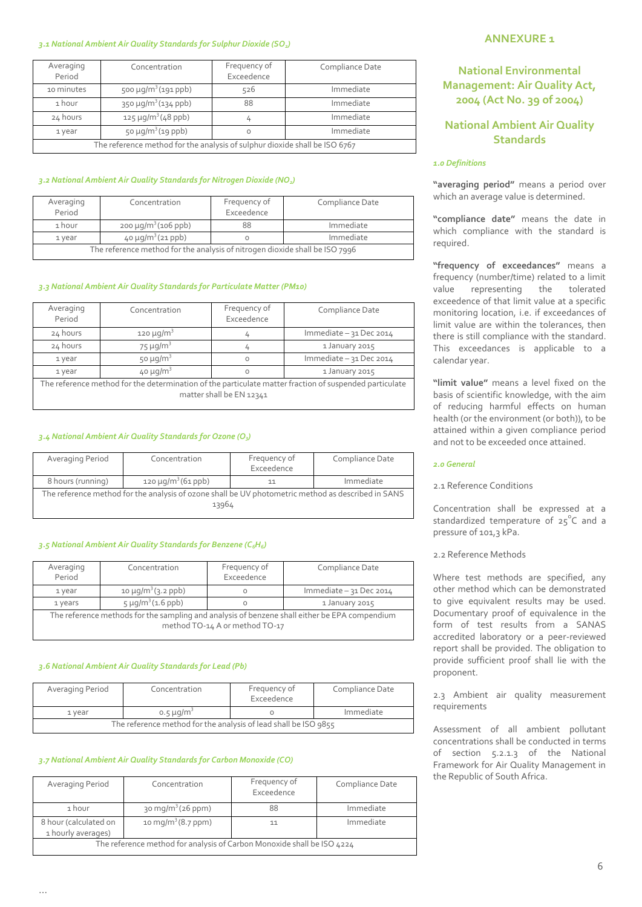## ANNEXURE 1

## National Environmental Management: Air Quality Act, 2004 (Act No. 39 of 2004)

## National Ambient Air Quality Standards

### *1.0 Definitions*

**"averaging period"** means a period over which an average value is determined.

**"compliance date"** means the date in which compliance with the standard is required.

**"frequency of exceedances"** means a frequency (number/time) related to a limit value representing the tolerated exceedence of that limit value at a specific monitoring location, i.e. if exceedances of limit value are within the tolerances, then there is still compliance with the standard. This exceedances is applicable to a calendar year.

**"limit value"** means a level fixed on the basis of scientific knowledge, with the aim of reducing harmful effects on human health (or the environment (or both)), to be attained within a given compliance period and not to be exceeded once attained.

### *2.0 General*

2.1 Reference Conditions

Concentration shall be expressed at a standardized temperature of 25°C and a pressure of 101,3 kPa.

2.2 Reference Methods

Where test methods are specified, any other method which can be demonstrated to give equivalent results may be used. Documentary proof of equivalence in the form of test results from a SANAS accredited laboratory or a peer-reviewed report shall be provided. The obligation to provide sufficient proof shall lie with the proponent.

2.3 Ambient air quality measurement requirements

Assessment of all ambient pollutant concentrations shall be conducted in terms of section 5.2.1.3 of the National Framework for Air Quality Management in the Republic of South Africa.

### *3.1 National Ambient Air Quality Standards for Sulphur Dioxide ($SO_2$)*

| Averaging Period | Concentration | Frequency of Exceedence | Compliance Date |
|---|---|---|---|
| 10 minutes | 500 µg/m³ (191 ppb) | 526 | Immediate |
| 1 hour | 350 µg/m³ (134 ppb) | 88 | Immediate |
| 24 hours | 125 µg/m³ (48 ppb) | 4 | Immediate |
| 1 year | 50 µg/m³ (19 ppb) | 0 | Immediate |
| The reference method for the analysis of sulphur dioxide shall be ISO 6767 | | | |

### *3.2 National Ambient Air Quality Standards for Nitrogen Dioxide ($NO_2$)*

| Averaging Period | Concentration | Frequency of Exceedence | Compliance Date |
|---|---|---|---|
| 1 hour | 200 µg/m³ (106 ppb) | 88 | Immediate |
| 1 year | 40 µg/m³ (21 ppb) | 0 | Immediate |
| The reference method for the analysis of nitrogen dioxide shall be ISO 7996 | | | |

### *3.3 National Ambient Air Quality Standards for Particulate Matter (PM10)*

| Averaging Period | Concentration | Frequency of Exceedence | Compliance Date |
|---|---|---|---|
| 24 hours | 120 µg/m³ | 4 | Immediate – 31 Dec 2014 |
| 24 hours | 75 µg/m³ | 4 | 1 January 2015 |
| 1 year | 50 µg/m³ | 0 | Immediate – 31 Dec 2014 |
| 1 year | 40 µg/m³ | 0 | 1 January 2015 |
| The reference method for the determination of the particulate matter fraction of suspended particulate matter shall be EN 12341 | | | |

### *3.4 National Ambient Air Quality Standards for Ozone ($O_3$)*

| Averaging Period | Concentration | Frequency of Exceedence | Compliance Date |
|---|---|---|---|
| 8 hours (running) | 120 µg/m³ (61 ppb) | 11 | Immediate |
| The reference method for the analysis of ozone shall be UV photometric method as described in SANS 13964 | | | |

### *3.5 National Ambient Air Quality Standards for Benzene ($C_6H_6$)*

| Averaging Period | Concentration | Frequency of Exceedence | Compliance Date |
|---|---|---|---|
| 1 year | 10 µg/m³ (3.2 ppb) | 0 | Immediate – 31 Dec 2014 |
| 1 years | 5 µg/m³ (1.6 ppb) | 0 | 1 January 2015 |
| The reference methods for the sampling and analysis of benzene shall either be EPA compendium method TO-14 A or method TO-17 | | | |

### *3.6 National Ambient Air Quality Standards for Lead (Pb)*

| Averaging Period | Concentration | Frequency of Exceedence | Compliance Date |
|---|---|---|---|
| 1 year | 0.5 µg/m³ | 0 | Immediate |
| The reference method for the analysis of lead shall be ISO 9855 | | | |

### *3.7 National Ambient Air Quality Standards for Carbon Monoxide (CO)*

| Averaging Period | Concentration | Frequency of Exceedence | Compliance Date |
|---|---|---|---|
| 1 hour | 30 mg/m³ (26 ppm) | 88 | Immediate |
| 8 hour (calculated on 1 hourly averages) | 10 mg/m³ (8.7 ppm) | 11 | Immediate |
| The reference method for analysis of Carbon Monoxide shall be ISO 4224 | | | |

…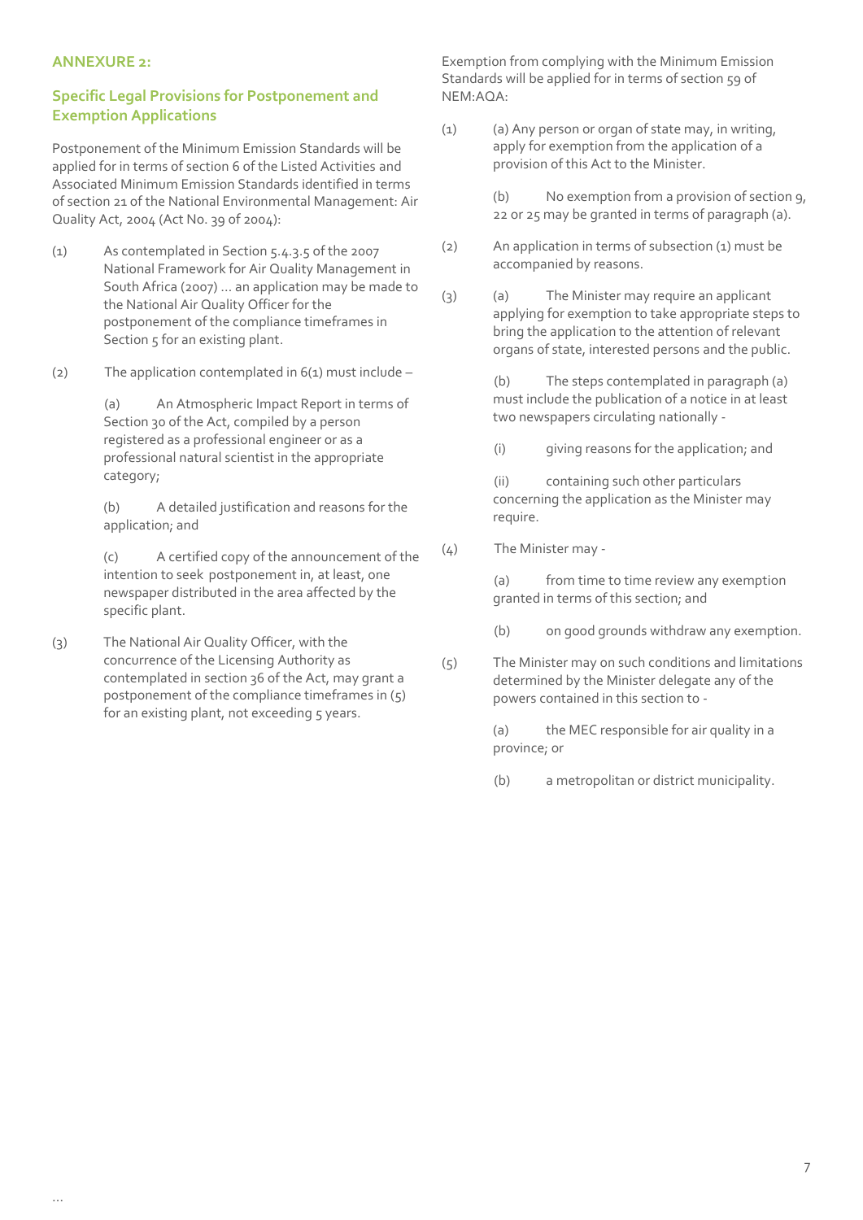## ANNEXURE 2:

## Specific Legal Provisions for Postponement and Exemption Applications

Postponement of the Minimum Emission Standards will be applied for in terms of section 6 of the Listed Activities and Associated Minimum Emission Standards identified in terms of section 21 of the National Environmental Management: Air Quality Act, 2004 (Act No. 39 of 2004):

(1) As contemplated in Section 5.4.3.5 of the 2007 National Framework for Air Quality Management in South Africa (2007) … an application may be made to the National Air Quality Officer for the postponement of the compliance timeframes in Section 5 for an existing plant.

(2) The application contemplated in 6(1) must include –

(a) An Atmospheric Impact Report in terms of Section 30 of the Act, compiled by a person registered as a professional engineer or as a professional natural scientist in the appropriate category;

(b) A detailed justification and reasons for the application; and

(c) A certified copy of the announcement of the intention to seek postponement in, at least, one newspaper distributed in the area affected by the specific plant.

(3) The National Air Quality Officer, with the concurrence of the Licensing Authority as contemplated in section 36 of the Act, may grant a postponement of the compliance timeframes in (5) for an existing plant, not exceeding 5 years.

Exemption from complying with the Minimum Emission Standards will be applied for in terms of section 59 of NEM:AQA:

(1) (a) Any person or organ of state may, in writing, apply for exemption from the application of a provision of this Act to the Minister.

(b) No exemption from a provision of section 9, 22 or 25 may be granted in terms of paragraph (a).

(2) An application in terms of subsection (1) must be accompanied by reasons.

(3) (a) The Minister may require an applicant applying for exemption to take appropriate steps to bring the application to the attention of relevant organs of state, interested persons and the public.

(b) The steps contemplated in paragraph (a) must include the publication of a notice in at least two newspapers circulating nationally -

(i) giving reasons for the application; and

(ii) containing such other particulars concerning the application as the Minister may require.

(4) The Minister may -

(a) from time to time review any exemption granted in terms of this section; and

(b) on good grounds withdraw any exemption.

(5) The Minister may on such conditions and limitations determined by the Minister delegate any of the powers contained in this section to -

(a) the MEC responsible for air quality in a province; or

(b) a metropolitan or district municipality.

…